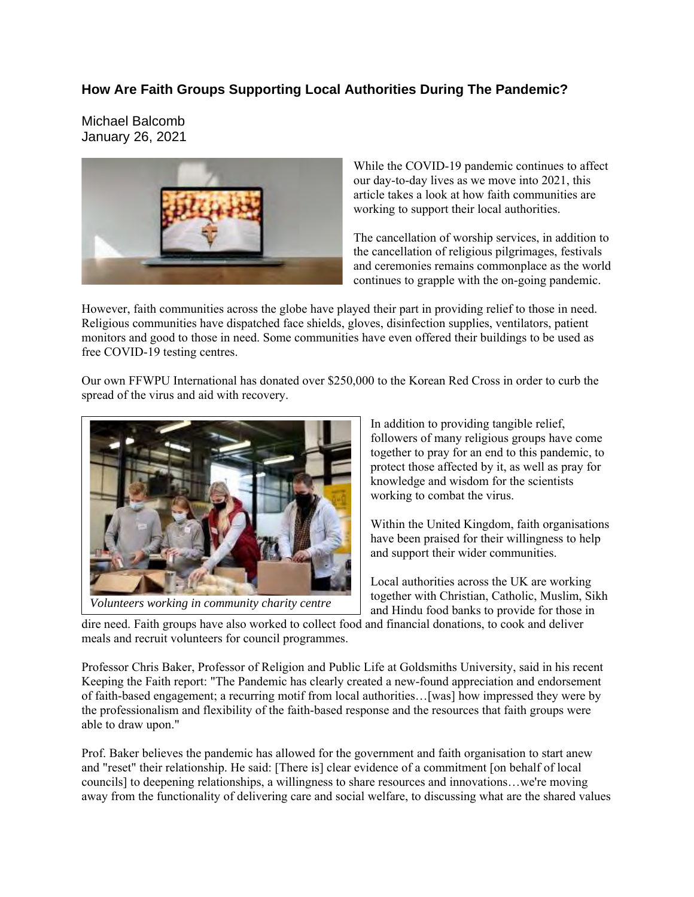# How Are Faith Groups Supporting Local Authorities During The Pandemic?

Michael Balcomb
January 26, 2021

While the COVID-19 pandemic continues to affect our day-to-day lives as we move into 2021, this article takes a look at how faith communities are working to support their local authorities.

The cancellation of worship services, in addition to the cancellation of religious pilgrimages, festivals and ceremonies remains commonplace as the world continues to grapple with the on-going pandemic.

However, faith communities across the globe have played their part in providing relief to those in need. Religious communities have dispatched face shields, gloves, disinfection supplies, ventilators, patient monitors and good to those in need. Some communities have even offered their buildings to be used as free COVID-19 testing centres.

Our own FFWPU International has donated over $250,000 to the Korean Red Cross in order to curb the spread of the virus and aid with recovery.

*Volunteers working in community charity centre*

In addition to providing tangible relief, followers of many religious groups have come together to pray for an end to this pandemic, to protect those affected by it, as well as pray for knowledge and wisdom for the scientists working to combat the virus.

Within the United Kingdom, faith organisations have been praised for their willingness to help and support their wider communities.

Local authorities across the UK are working together with Christian, Catholic, Muslim, Sikh and Hindu food banks to provide for those in dire need. Faith groups have also worked to collect food and financial donations, to cook and deliver meals and recruit volunteers for council programmes.

Professor Chris Baker, Professor of Religion and Public Life at Goldsmiths University, said in his recent Keeping the Faith report: "The Pandemic has clearly created a new-found appreciation and endorsement of faith-based engagement; a recurring motif from local authorities…[was] how impressed they were by the professionalism and flexibility of the faith-based response and the resources that faith groups were able to draw upon."

Prof. Baker believes the pandemic has allowed for the government and faith organisation to start anew and "reset" their relationship. He said: [There is] clear evidence of a commitment [on behalf of local councils] to deepening relationships, a willingness to share resources and innovations…we're moving away from the functionality of delivering care and social welfare, to discussing what are the shared values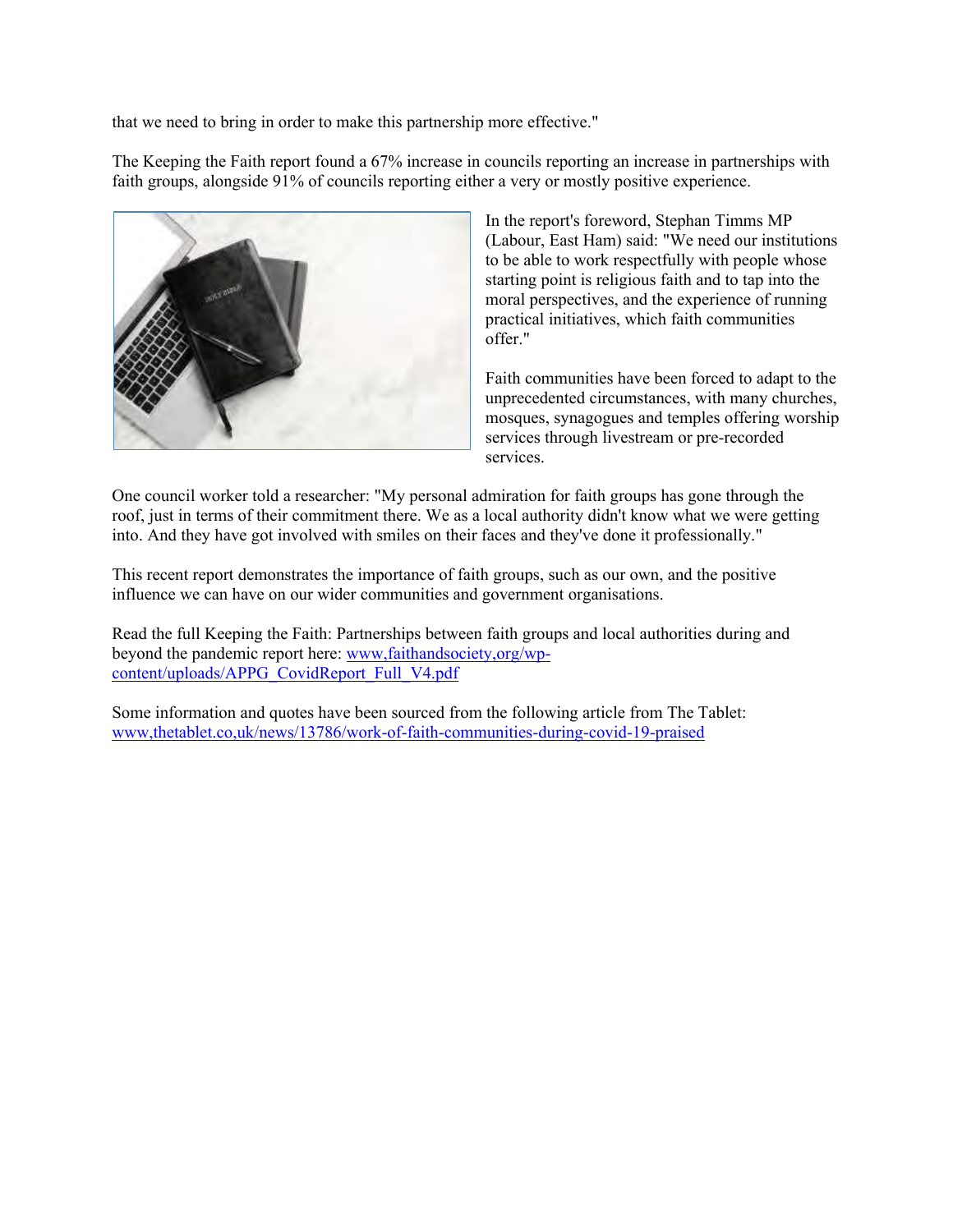that we need to bring in order to make this partnership more effective."

The Keeping the Faith report found a 67% increase in councils reporting an increase in partnerships with faith groups, alongside 91% of councils reporting either a very or mostly positive experience.

In the report's foreword, Stephan Timms MP (Labour, East Ham) said: "We need our institutions to be able to work respectfully with people whose starting point is religious faith and to tap into the moral perspectives, and the experience of running practical initiatives, which faith communities offer."

Faith communities have been forced to adapt to the unprecedented circumstances, with many churches, mosques, synagogues and temples offering worship services through livestream or pre-recorded services.

One council worker told a researcher: "My personal admiration for faith groups has gone through the roof, just in terms of their commitment there. We as a local authority didn't know what we were getting into. And they have got involved with smiles on their faces and they've done it professionally."

This recent report demonstrates the importance of faith groups, such as our own, and the positive influence we can have on our wider communities and government organisations.

Read the full Keeping the Faith: Partnerships between faith groups and local authorities during and beyond the pandemic report here: www,faithandsociety,org/wp-content/uploads/APPG_CovidReport_Full_V4.pdf

Some information and quotes have been sourced from the following article from The Tablet: www,thetablet.co,uk/news/13786/work-of-faith-communities-during-covid-19-praised